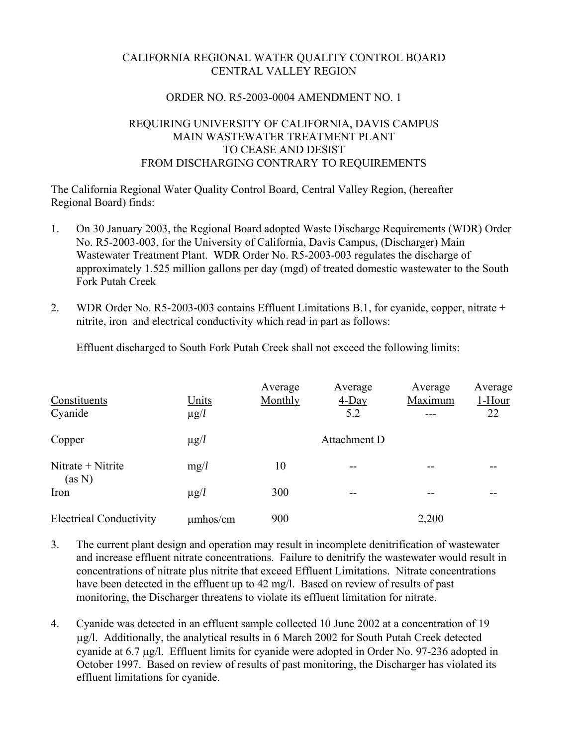CALIFORNIA REGIONAL WATER QUALITY CONTROL BOARD
CENTRAL VALLEY REGION

ORDER NO. R5-2003-0004 AMENDMENT NO. 1

REQUIRING UNIVERSITY OF CALIFORNIA, DAVIS CAMPUS
MAIN WASTEWATER TREATMENT PLANT
TO CEASE AND DESIST
FROM DISCHARGING CONTRARY TO REQUIREMENTS

The California Regional Water Quality Control Board, Central Valley Region, (hereafter Regional Board) finds:

1. On 30 January 2003, the Regional Board adopted Waste Discharge Requirements (WDR) Order No. R5-2003-003, for the University of California, Davis Campus, (Discharger) Main Wastewater Treatment Plant. WDR Order No. R5-2003-003 regulates the discharge of approximately 1.525 million gallons per day (mgd) of treated domestic wastewater to the South Fork Putah Creek

2. WDR Order No. R5-2003-003 contains Effluent Limitations B.1, for cyanide, copper, nitrate + nitrite, iron and electrical conductivity which read in part as follows:

   Effluent discharged to South Fork Putah Creek shall not exceed the following limits:

| Constituents | Units | Average Monthly | Average 4-Day | Average Maximum | Average 1-Hour |
|---|---|---|---|---|---|
| Cyanide | μg/*l* | | 5.2 | --- | 22 |
| Copper | μg/*l* | | Attachment D | | |
| Nitrate + Nitrite (as N) | mg/*l* | 10 | -- | -- | -- |
| Iron | μg/*l* | 300 | -- | -- | -- |
| Electrical Conductivity | μmhos/cm | 900 | | 2,200 | |

3. The current plant design and operation may result in incomplete denitrification of wastewater and increase effluent nitrate concentrations. Failure to denitrify the wastewater would result in concentrations of nitrate plus nitrite that exceed Effluent Limitations. Nitrate concentrations have been detected in the effluent up to 42 mg/l. Based on review of results of past monitoring, the Discharger threatens to violate its effluent limitation for nitrate.

4. Cyanide was detected in an effluent sample collected 10 June 2002 at a concentration of 19 μg/l. Additionally, the analytical results in 6 March 2002 for South Putah Creek detected cyanide at 6.7 μg/l. Effluent limits for cyanide were adopted in Order No. 97-236 adopted in October 1997. Based on review of results of past monitoring, the Discharger has violated its effluent limitations for cyanide.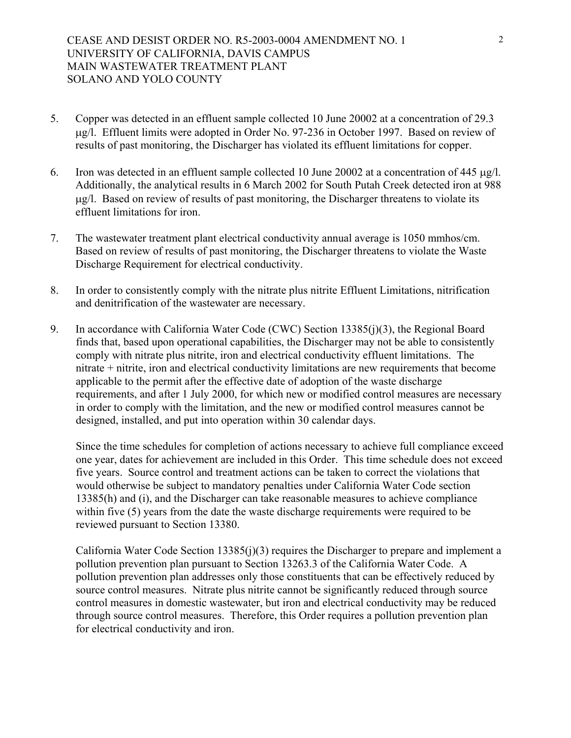5. Copper was detected in an effluent sample collected 10 June 20002 at a concentration of 29.3 μg/l. Effluent limits were adopted in Order No. 97-236 in October 1997. Based on review of results of past monitoring, the Discharger has violated its effluent limitations for copper.

6. Iron was detected in an effluent sample collected 10 June 20002 at a concentration of 445 μg/l. Additionally, the analytical results in 6 March 2002 for South Putah Creek detected iron at 988 μg/l. Based on review of results of past monitoring, the Discharger threatens to violate its effluent limitations for iron.

7. The wastewater treatment plant electrical conductivity annual average is 1050 mmhos/cm. Based on review of results of past monitoring, the Discharger threatens to violate the Waste Discharge Requirement for electrical conductivity.

8. In order to consistently comply with the nitrate plus nitrite Effluent Limitations, nitrification and denitrification of the wastewater are necessary.

9. In accordance with California Water Code (CWC) Section 13385(j)(3), the Regional Board finds that, based upon operational capabilities, the Discharger may not be able to consistently comply with nitrate plus nitrite, iron and electrical conductivity effluent limitations. The nitrate + nitrite, iron and electrical conductivity limitations are new requirements that become applicable to the permit after the effective date of adoption of the waste discharge requirements, and after 1 July 2000, for which new or modified control measures are necessary in order to comply with the limitation, and the new or modified control measures cannot be designed, installed, and put into operation within 30 calendar days.

   Since the time schedules for completion of actions necessary to achieve full compliance exceed one year, dates for achievement are included in this Order. This time schedule does not exceed five years. Source control and treatment actions can be taken to correct the violations that would otherwise be subject to mandatory penalties under California Water Code section 13385(h) and (i), and the Discharger can take reasonable measures to achieve compliance within five (5) years from the date the waste discharge requirements were required to be reviewed pursuant to Section 13380.

   California Water Code Section 13385(j)(3) requires the Discharger to prepare and implement a pollution prevention plan pursuant to Section 13263.3 of the California Water Code. A pollution prevention plan addresses only those constituents that can be effectively reduced by source control measures. Nitrate plus nitrite cannot be significantly reduced through source control measures in domestic wastewater, but iron and electrical conductivity may be reduced through source control measures. Therefore, this Order requires a pollution prevention plan for electrical conductivity and iron.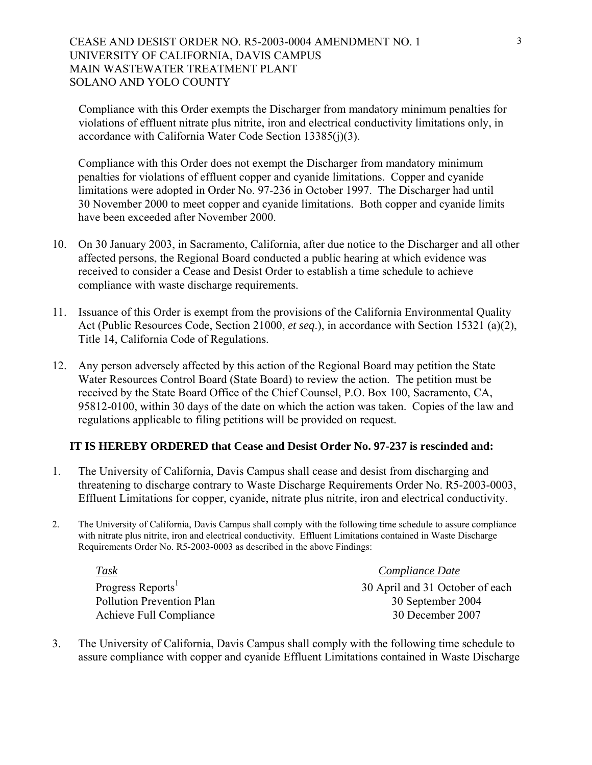Compliance with this Order exempts the Discharger from mandatory minimum penalties for violations of effluent nitrate plus nitrite, iron and electrical conductivity limitations only, in accordance with California Water Code Section 13385(j)(3).

Compliance with this Order does not exempt the Discharger from mandatory minimum penalties for violations of effluent copper and cyanide limitations. Copper and cyanide limitations were adopted in Order No. 97-236 in October 1997. The Discharger had until 30 November 2000 to meet copper and cyanide limitations. Both copper and cyanide limits have been exceeded after November 2000.

10. On 30 January 2003, in Sacramento, California, after due notice to the Discharger and all other affected persons, the Regional Board conducted a public hearing at which evidence was received to consider a Cease and Desist Order to establish a time schedule to achieve compliance with waste discharge requirements.

11. Issuance of this Order is exempt from the provisions of the California Environmental Quality Act (Public Resources Code, Section 21000, *et seq*.), in accordance with Section 15321 (a)(2), Title 14, California Code of Regulations.

12. Any person adversely affected by this action of the Regional Board may petition the State Water Resources Control Board (State Board) to review the action. The petition must be received by the State Board Office of the Chief Counsel, P.O. Box 100, Sacramento, CA, 95812-0100, within 30 days of the date on which the action was taken. Copies of the law and regulations applicable to filing petitions will be provided on request.

**IT IS HEREBY ORDERED that Cease and Desist Order No. 97-237 is rescinded and:**

1. The University of California, Davis Campus shall cease and desist from discharging and threatening to discharge contrary to Waste Discharge Requirements Order No. R5-2003-0003, Effluent Limitations for copper, cyanide, nitrate plus nitrite, iron and electrical conductivity.

2. The University of California, Davis Campus shall comply with the following time schedule to assure compliance with nitrate plus nitrite, iron and electrical conductivity. Effluent Limitations contained in Waste Discharge Requirements Order No. R5-2003-0003 as described in the above Findings:

| *Task* | *Compliance Date* |
|---|---|
| Progress Reports[1] | 30 April and 31 October of each |
| Pollution Prevention Plan | 30 September 2004 |
| Achieve Full Compliance | 30 December 2007 |

3. The University of California, Davis Campus shall comply with the following time schedule to assure compliance with copper and cyanide Effluent Limitations contained in Waste Discharge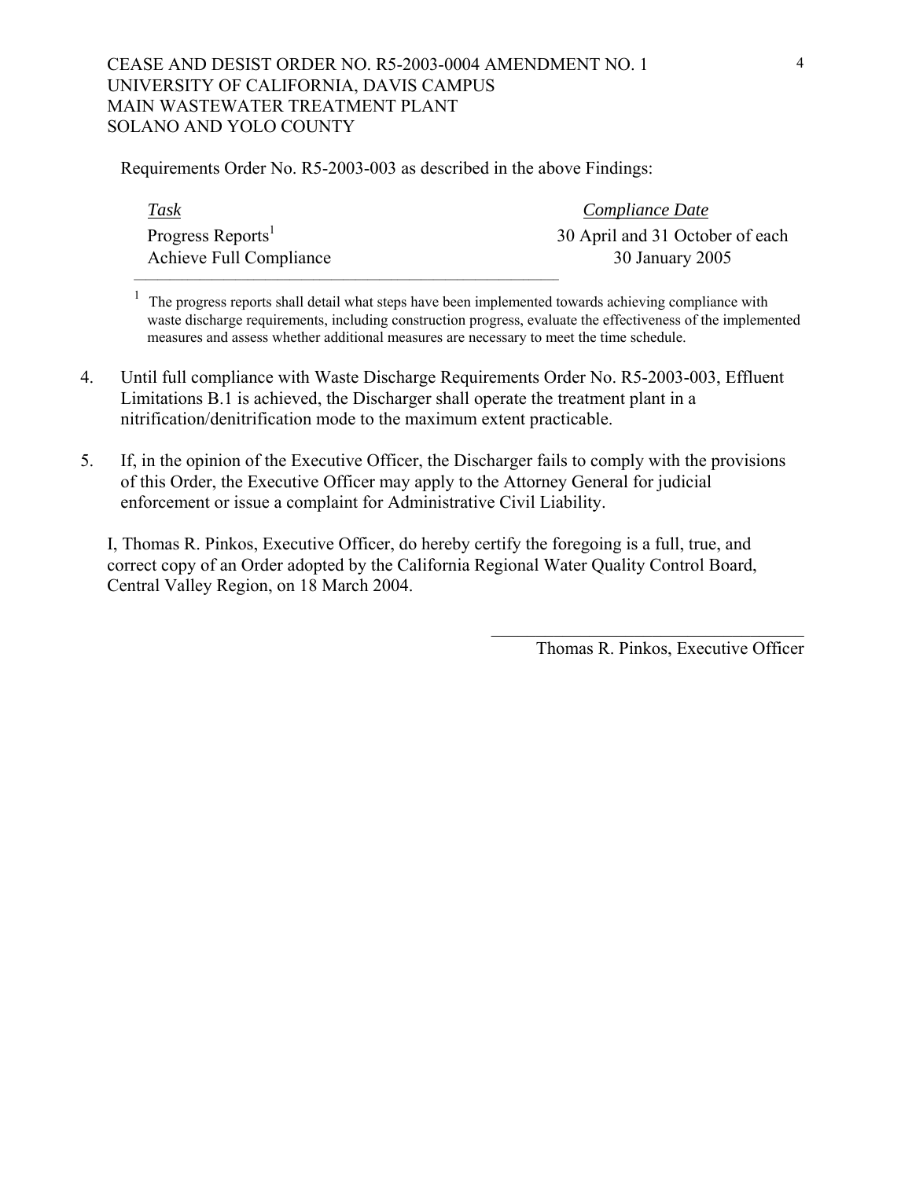Requirements Order No. R5-2003-003 as described in the above Findings:

| *Task* | *Compliance Date* |
| --- | --- |
| Progress Reports[1] | 30 April and 31 October of each |
| Achieve Full Compliance | 30 January 2005 |

[1] The progress reports shall detail what steps have been implemented towards achieving compliance with waste discharge requirements, including construction progress, evaluate the effectiveness of the implemented measures and assess whether additional measures are necessary to meet the time schedule.

4. Until full compliance with Waste Discharge Requirements Order No. R5-2003-003, Effluent Limitations B.1 is achieved, the Discharger shall operate the treatment plant in a nitrification/denitrification mode to the maximum extent practicable.

5. If, in the opinion of the Executive Officer, the Discharger fails to comply with the provisions of this Order, the Executive Officer may apply to the Attorney General for judicial enforcement or issue a complaint for Administrative Civil Liability.

I, Thomas R. Pinkos, Executive Officer, do hereby certify the foregoing is a full, true, and correct copy of an Order adopted by the California Regional Water Quality Control Board, Central Valley Region, on 18 March 2004.

\_\_\_\_\_\_\_\_\_\_\_\_\_\_\_\_\_\_\_\_\_\_\_\_\_\_\_\_\_\_\_\_\_\_\_\_

Thomas R. Pinkos, Executive Officer